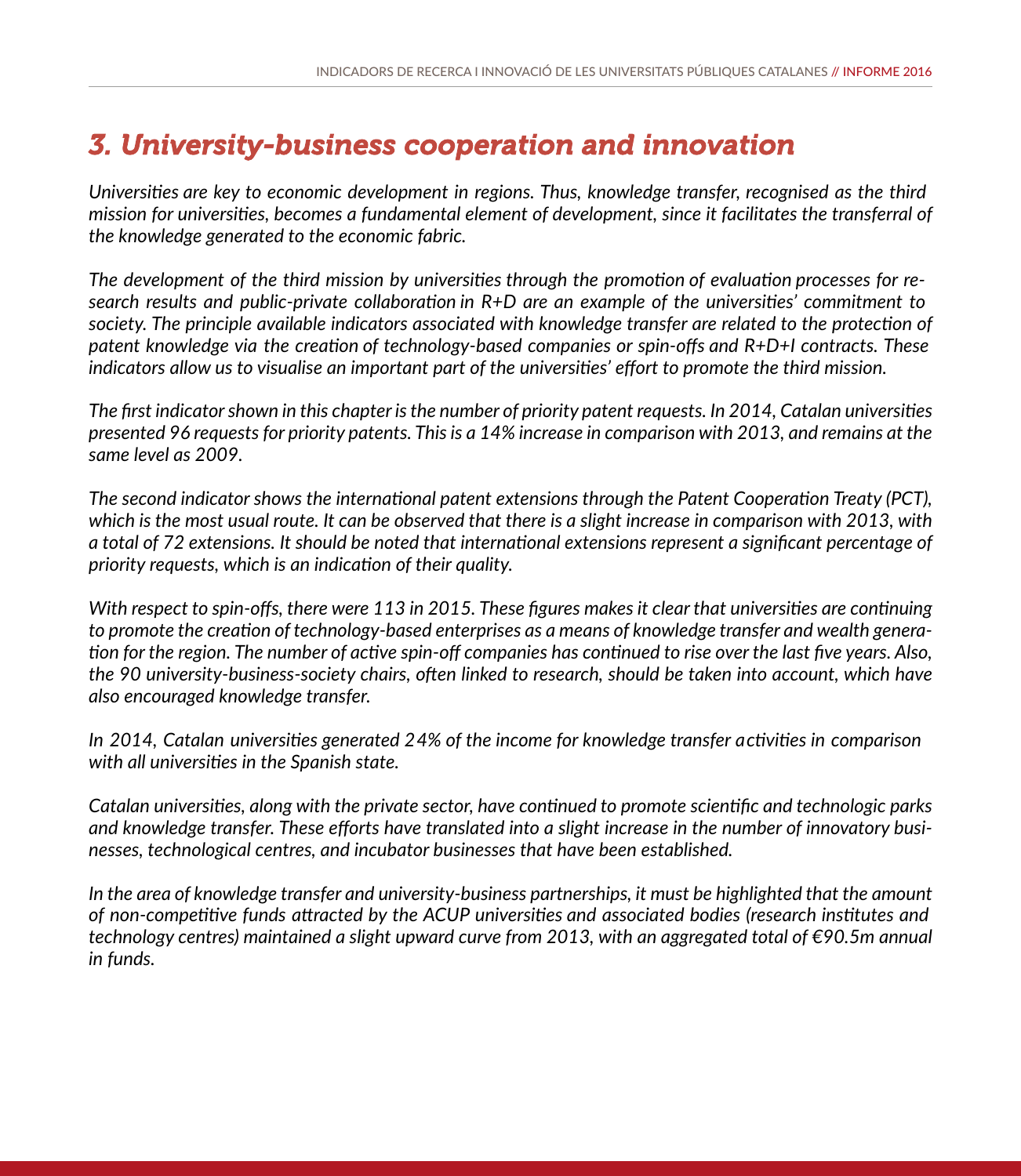# *3. University-business cooperation and innovation*

*Universities are key to economic development in regions. Thus, knowledge transfer, recognised as the third mission for universities, becomes a fundamental element of development, since it facilitates the transferral of the knowledge generated to the economic fabric.*

*The development of the third mission by universities through the promotion of evaluation processes for research results and public-private collaboration in R+D are an example of the universities' commitment to society. The principle available indicators associated with knowledge transfer are related to the protection of patent knowledge via the creation of technology-based companies or spin-offs and R+D+I contracts. These indicators allow us to visualise an important part of the universities' effort to promote the third mission.*

*The first indicator shown in this chapter is the number of priority patent requests. In 2014, Catalan universities presented 96 requests for priority patents. This is a 14% increase in comparison with 2013, and remains at the same level as 2009.*

*The second indicator shows the international patent extensions through the Patent Cooperation Treaty (PCT), which is the most usual route. It can be observed that there is a slight increase in comparison with 2013, with a total of 72 extensions. It should be noted that international extensions represent a significant percentage of priority requests, which is an indication of their quality.*

*With respect to spin-offs, there were 113 in 2015. These figures makes it clear that universities are continuing to promote the creation of technology-based enterprises as a means of knowledge transfer and wealth generation for the region. The number of active spin-off companies has continued to rise over the last five years. Also, the 90 university-business-society chairs, often linked to research, should be taken into account, which have also encouraged knowledge transfer.*

*In 2014, Catalan universities generated 24% of the income for knowledge transfer activities in comparison with all universities in the Spanish state.*

*Catalan universities, along with the private sector, have continued to promote scientific and technologic parks and knowledge transfer. These efforts have translated into a slight increase in the number of innovatory businesses, technological centres, and incubator businesses that have been established.*

*In the area of knowledge transfer and university-business partnerships, it must be highlighted that the amount of non-competitive funds attracted by the ACUP universities and associated bodies (research institutes and technology centres) maintained a slight upward curve from 2013, with an aggregated total of €90.5m annual in funds.*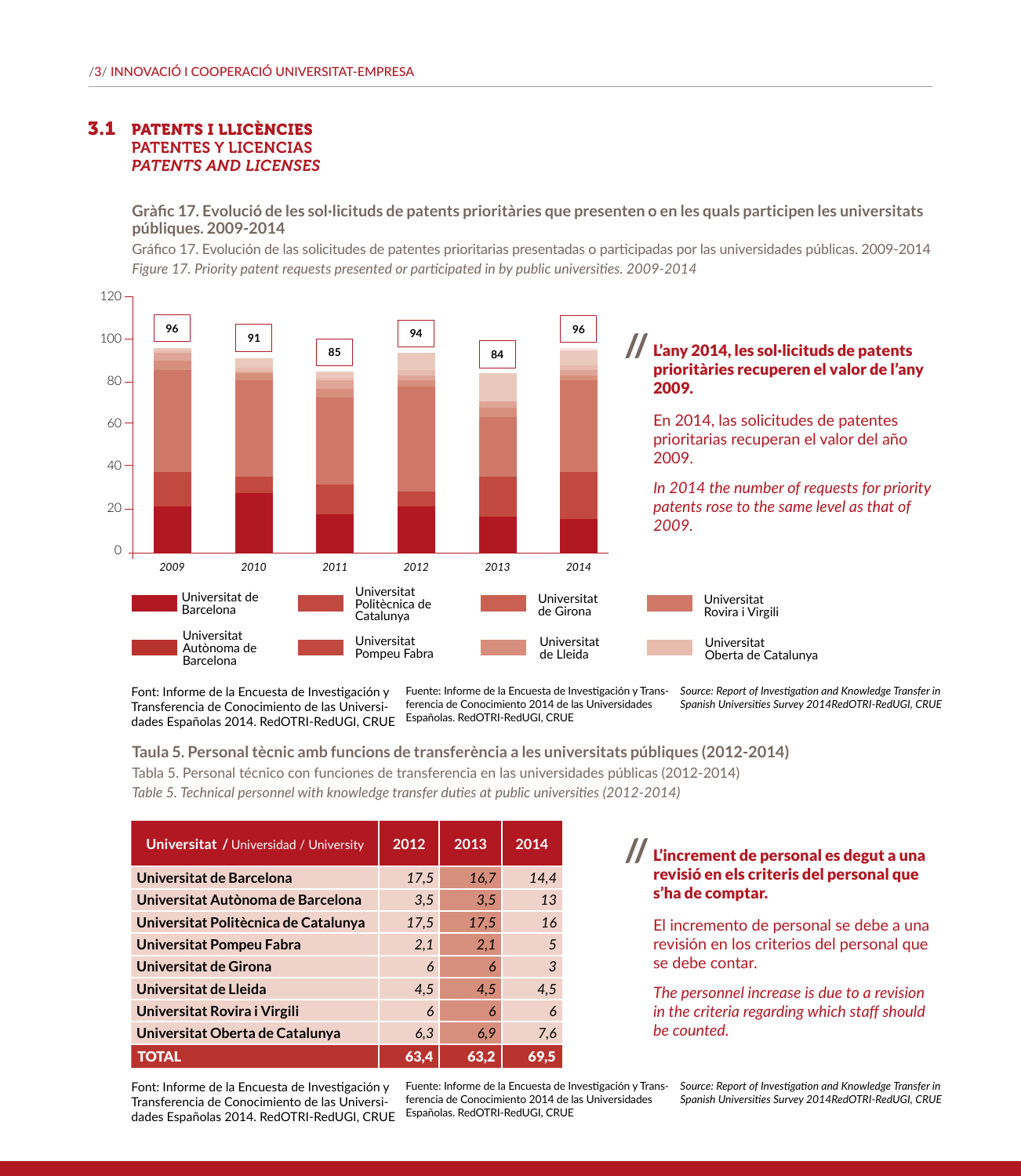## 3.1 PATENTS I LLICÈNCIES
### PATENTES Y LICENCIAS
### *PATENTS AND LICENSES*

**Gràfic 17. Evolució de les sol·licituds de patents prioritàries que presenten o en les quals participen les universitats públiques. 2009-2014**

Gráfico 17. Evolución de las solicitudes de patentes prioritarias presentadas o participadas por las universidades públicas. 2009-2014

*Figure 17. Priority patent requests presented or participated in by public universities. 2009-2014*

| Any | Total |
|---|---|
| 2009 | 96 |
| 2010 | 91 |
| 2011 | 85 |
| 2012 | 94 |
| 2013 | 84 |
| 2014 | 96 |

Universitat de Barcelona · Universitat Politècnica de Catalunya · Universitat de Girona · Universitat Rovira i Virgili · Universitat Autònoma de Barcelona · Universitat Pompeu Fabra · Universitat de Lleida · Universitat Oberta de Catalunya

Font: Informe de la Encuesta de Investigación y Transferencia de Conocimiento de las Universidades Españolas 2014. RedOTRI-RedUGI, CRUE

Fuente: Informe de la Encuesta de Investigación y Transferencia de Conocimiento 2014 de las Universidades Españolas. RedOTRI-RedUGI, CRUE

*Source: Report of Investigation and Knowledge Transfer in Spanish Universities Survey 2014RedOTRI-RedUGI, CRUE*

**L'any 2014, les sol·licituds de patents prioritàries recuperen el valor de l'any 2009.**

En 2014, las solicitudes de patentes prioritarias recuperan el valor del año 2009.

*In 2014 the number of requests for priority patents rose to the same level as that of 2009.*

**Taula 5. Personal tècnic amb funcions de transferència a les universitats públiques (2012-2014)**

Tabla 5. Personal técnico con funciones de transferencia en las universidades públicas (2012-2014)

*Table 5. Technical personnel with knowledge transfer duties at public universities (2012-2014)*

| Universitat / Universidad / University | 2012 | 2013 | 2014 |
|---|---|---|---|
| Universitat de Barcelona | 17,5 | 16,7 | 14,4 |
| Universitat Autònoma de Barcelona | 3,5 | 3,5 | 13 |
| Universitat Politècnica de Catalunya | 17,5 | 17,5 | 16 |
| Universitat Pompeu Fabra | 2,1 | 2,1 | 5 |
| Universitat de Girona | 6 | 6 | 3 |
| Universitat de Lleida | 4,5 | 4,5 | 4,5 |
| Universitat Rovira i Virgili | 6 | 6 | 6 |
| Universitat Oberta de Catalunya | 6,3 | 6,9 | 7,6 |
| **TOTAL** | **63,4** | **63,2** | **69,5** |

Font: Informe de la Encuesta de Investigación y Transferencia de Conocimiento de las Universidades Españolas 2014. RedOTRI-RedUGI, CRUE

Fuente: Informe de la Encuesta de Investigación y Transferencia de Conocimiento 2014 de las Universidades Españolas. RedOTRI-RedUGI, CRUE

*Source: Report of Investigation and Knowledge Transfer in Spanish Universities Survey 2014RedOTRI-RedUGI, CRUE*

**L'increment de personal es degut a una revisió en els criteris del personal que s'ha de comptar.**

El incremento de personal se debe a una revisión en los criterios del personal que se debe contar.

*The personnel increase is due to a revision in the criteria regarding which staff should be counted.*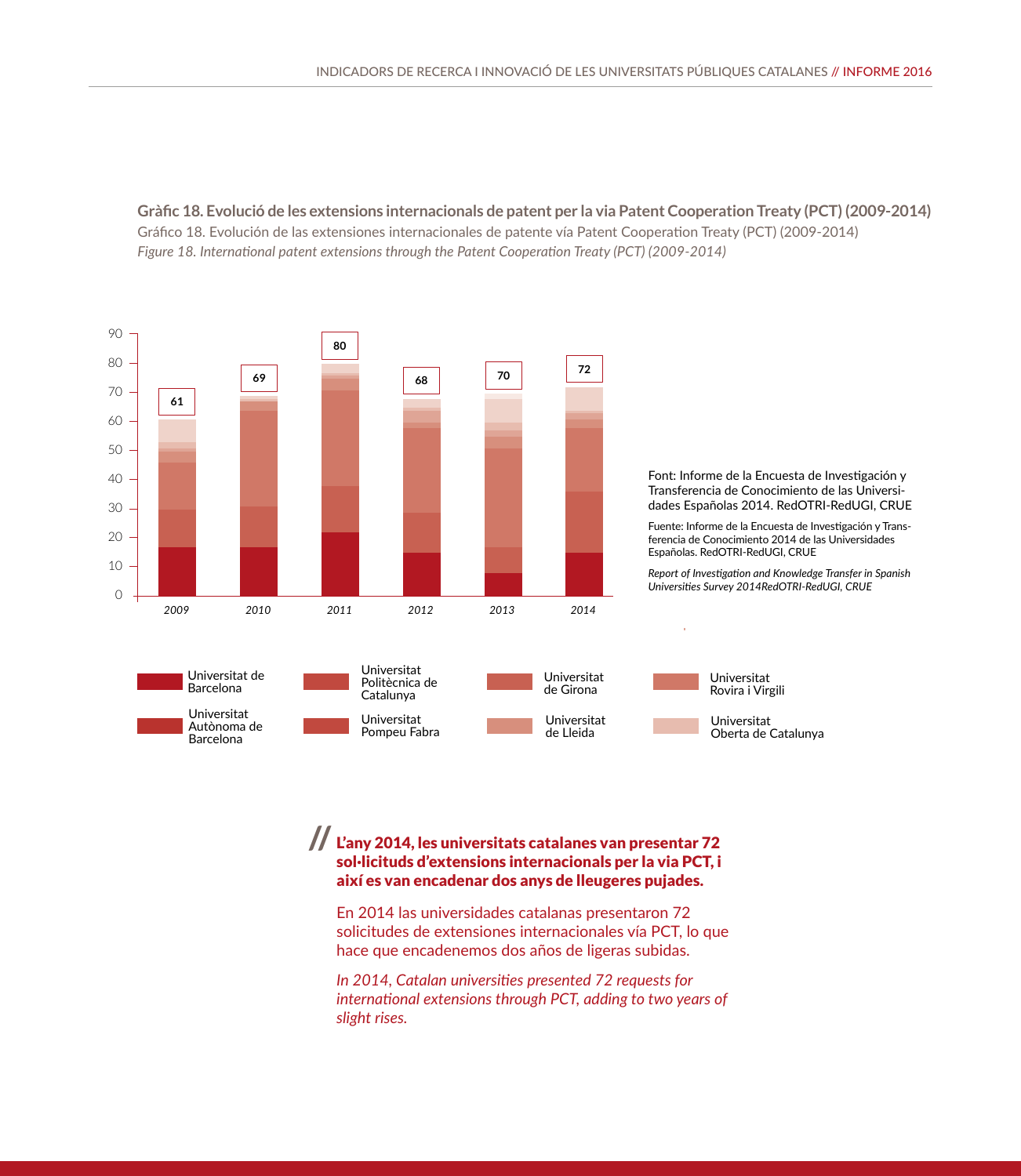**Gràfic 18. Evolució de les extensions internacionals de patent per la via Patent Cooperation Treaty (PCT) (2009-2014)**

Gráfico 18. Evolución de las extensiones internacionales de patente vía Patent Cooperation Treaty (PCT) (2009-2014)

*Figure 18. International patent extensions through the Patent Cooperation Treaty (PCT) (2009-2014)*

| Any | Total |
|---|---|
| 2009 | 61 |
| 2010 | 69 |
| 2011 | 80 |
| 2012 | 68 |
| 2013 | 70 |
| 2014 | 72 |

Llegenda: Universitat de Barcelona; Universitat Politècnica de Catalunya; Universitat de Girona; Universitat Rovira i Virgili; Universitat Autònoma de Barcelona; Universitat Pompeu Fabra; Universitat de Lleida; Universitat Oberta de Catalunya

Font: Informe de la Encuesta de Investigación y Transferencia de Conocimiento de las Universidades Españolas 2014. RedOTRI-RedUGI, CRUE

Fuente: Informe de la Encuesta de Investigación y Transferencia de Conocimiento 2014 de las Universidades Españolas. RedOTRI-RedUGI, CRUE

*Report of Investigation and Knowledge Transfer in Spanish Universities Survey 2014RedOTRI-RedUGI, CRUE*

> **L'any 2014, les universitats catalanes van presentar 72 sol·licituds d'extensions internacionals per la via PCT, i així es van encadenar dos anys de lleugeres pujades.**
>
> En 2014 las universidades catalanas presentaron 72 solicitudes de extensiones internacionales vía PCT, lo que hace que encadenemos dos años de ligeras subidas.
>
> *In 2014, Catalan universities presented 72 requests for international extensions through PCT, adding to two years of slight rises.*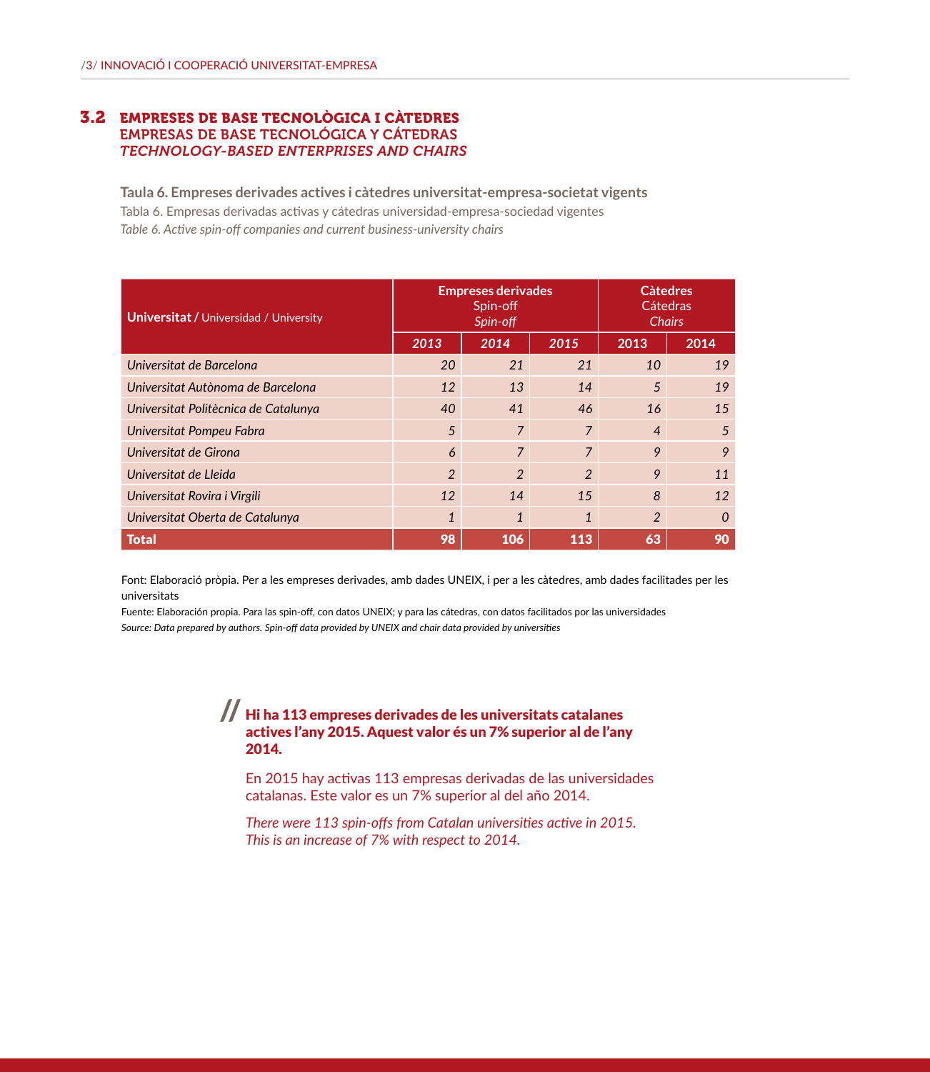## 3.2 EMPRESES DE BASE TECNOLÒGICA I CÀTEDRES
### EMPRESAS DE BASE TECNOLÓGICA Y CÁTEDRAS
### *TECHNOLOGY-BASED ENTERPRISES AND CHAIRS*

**Taula 6. Empreses derivades actives i càtedres universitat-empresa-societat vigents**
Tabla 6. Empresas derivadas activas y cátedras universidad-empresa-sociedad vigentes
*Table 6. Active spin-off companies and current business-university chairs*

| **Universitat** / Universidad / University | **Empreses derivades** Spin-off *Spin-off* | | | **Càtedres** Cátedras *Chairs* | |
|---|---|---|---|---|---|
| | *2013* | *2014* | *2015* | 2013 | 2014 |
| *Universitat de Barcelona* | *20* | *21* | *21* | *10* | *19* |
| *Universitat Autònoma de Barcelona* | *12* | *13* | *14* | *5* | *19* |
| *Universitat Politècnica de Catalunya* | *40* | *41* | *46* | *16* | *15* |
| *Universitat Pompeu Fabra* | *5* | *7* | *7* | *4* | *5* |
| *Universitat de Girona* | *6* | *7* | *7* | *9* | *9* |
| *Universitat de Lleida* | *2* | *2* | *2* | *9* | *11* |
| *Universitat Rovira i Virgili* | *12* | *14* | *15* | *8* | *12* |
| *Universitat Oberta de Catalunya* | *1* | *1* | *1* | *2* | *0* |
| **Total** | **98** | **106** | **113** | **63** | **90** |

Font: Elaboració pròpia. Per a les empreses derivades, amb dades UNEIX, i per a les càtedres, amb dades facilitades per les universitats

Fuente: Elaboración propia. Para las spin-off, con datos UNEIX; y para las cátedras, con datos facilitados por las universidades

*Source: Data prepared by authors. Spin-off data provided by UNEIX and chair data provided by universities*

**Hi ha 113 empreses derivades de les universitats catalanes actives l'any 2015. Aquest valor és un 7% superior al de l'any 2014.**

En 2015 hay activas 113 empresas derivadas de las universidades catalanas. Este valor es un 7% superior al del año 2014.

*There were 113 spin-offs from Catalan universities active in 2015. This is an increase of 7% with respect to 2014.*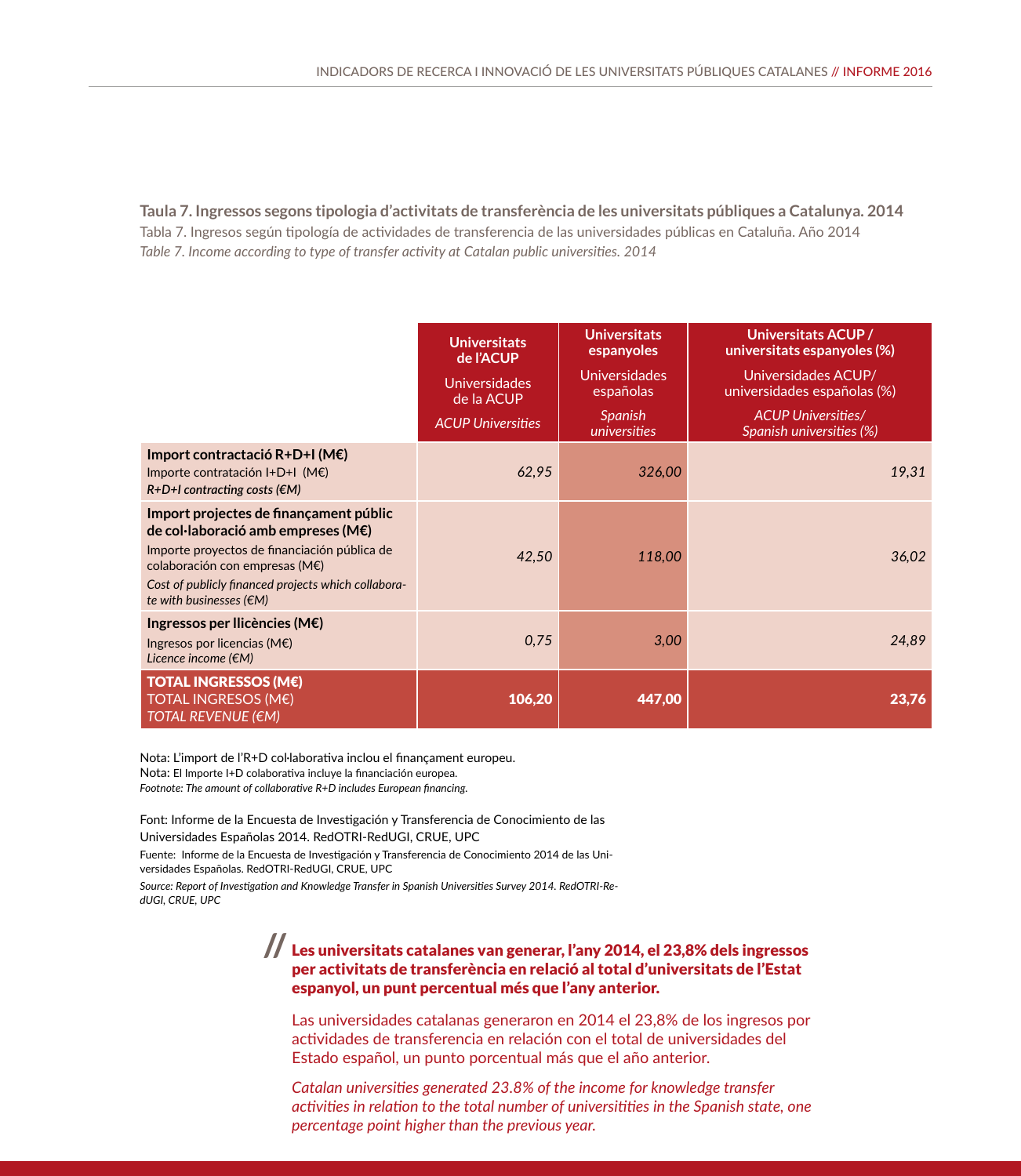**Taula 7. Ingressos segons tipologia d'activitats de transferència de les universitats públiques a Catalunya. 2014**

Tabla 7. Ingresos según tipología de actividades de transferencia de las universidades públicas en Cataluña. Año 2014

*Table 7. Income according to type of transfer activity at Catalan public universities. 2014*

| | **Universitats de l'ACUP**<br>Universidades de la ACUP<br>*ACUP Universities* | **Universitats espanyoles**<br>Universidades españolas<br>*Spanish universities* | **Universitats ACUP / universitats espanyoles (%)**<br>Universidades ACUP/ universidades españolas (%)<br>*ACUP Universities/ Spanish universities (%)* |
|---|---|---|---|
| **Import contractació R+D+I (M€)**<br>Importe contratación I+D+I (M€)<br>***R+D+I contracting costs (€M)*** | *62,95* | *326,00* | *19,31* |
| **Import projectes de finançament públic de col·laboració amb empreses (M€)**<br>Importe proyectos de financiación pública de colaboración con empresas (M€)<br>*Cost of publicly financed projects which collaborate with businesses (€M)* | *42,50* | *118,00* | *36,02* |
| **Ingressos per llicències (M€)**<br>Ingresos por licencias (M€)<br>*Licence income (€M)* | *0,75* | *3,00* | *24,89* |
| **TOTAL INGRESSOS (M€)**<br>TOTAL INGRESOS (M€)<br>*TOTAL REVENUE (€M)* | **106,20** | **447,00** | **23,76** |

Nota: L'import de l'R+D col·laborativa inclou el finançament europeu.
Nota: El Importe I+D colaborativa incluye la financiación europea.
*Footnote: The amount of collaborative R+D includes European financing.*

Font: Informe de la Encuesta de Investigación y Transferencia de Conocimiento de las Universidades Españolas 2014. RedOTRI-RedUGI, CRUE, UPC
Fuente: Informe de la Encuesta de Investigación y Transferencia de Conocimiento 2014 de las Universidades Españolas. RedOTRI-RedUGI, CRUE, UPC
*Source: Report of Investigation and Knowledge Transfer in Spanish Universities Survey 2014. RedOTRI-RedUGI, CRUE, UPC*

// **Les universitats catalanes van generar, l'any 2014, el 23,8% dels ingressos per activitats de transferència en relació al total d'universitats de l'Estat espanyol, un punt percentual més que l'any anterior.**

Las universidades catalanas generaron en 2014 el 23,8% de los ingresos por actividades de transferencia en relación con el total de universidades del Estado español, un punto porcentual más que el año anterior.

*Catalan universities generated 23.8% of the income for knowledge transfer activities in relation to the total number of universitities in the Spanish state, one percentage point higher than the previous year.*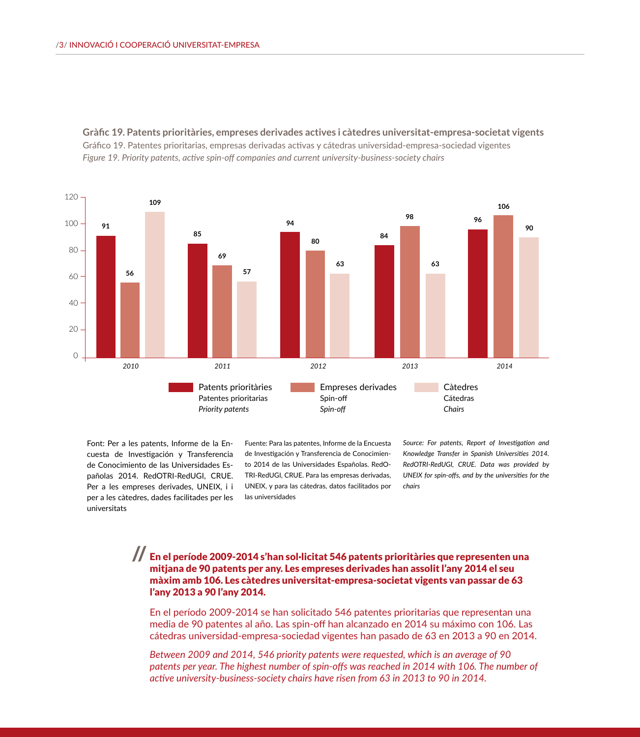**Gràfic 19. Patents prioritàries, empreses derivades actives i càtedres universitat-empresa-societat vigents**

Gráfico 19. Patentes prioritarias, empresas derivadas activas y cátedras universidad-empresa-sociedad vigentes

*Figure 19. Priority patents, active spin-off companies and current university-business-society chairs*

| | Patents prioritàries / Patentes prioritarias / *Priority patents* | Empreses derivades / Spin-off / *Spin-off* | Càtedres / Cátedras / *Chairs* |
|---|---|---|---|
| *2010* | 91 | 56 | 109 |
| *2011* | 85 | 69 | 57 |
| *2012* | 94 | 80 | 63 |
| *2013* | 84 | 98 | 63 |
| *2014* | 96 | 106 | 90 |

Font: Per a les patents, Informe de la Encuesta de Investigación y Transferencia de Conocimiento de las Universidades Españolas 2014. RedOTRI-RedUGI, CRUE. Per a les empreses derivades, UNEIX, i i per a les càtedres, dades facilitades per les universitats

Fuente: Para las patentes, Informe de la Encuesta de Investigación y Transferencia de Conocimiento 2014 de las Universidades Españolas. RedOTRI-RedUGI, CRUE. Para las empresas derivadas, UNEIX, y para las cátedras, datos facilitados por las universidades

*Source: For patents, Report of Investigation and Knowledge Transfer in Spanish Universities 2014. RedOTRI-RedUGI, CRUE. Data was provided by UNEIX for spin-offs, and by the universities for the chairs*

**En el període 2009-2014 s'han sol·licitat 546 patents prioritàries que representen una mitjana de 90 patents per any. Les empreses derivades han assolit l'any 2014 el seu màxim amb 106. Les càtedres universitat-empresa-societat vigents van passar de 63 l'any 2013 a 90 l'any 2014.**

En el período 2009-2014 se han solicitado 546 patentes prioritarias que representan una media de 90 patentes al año. Las spin-off han alcanzado en 2014 su máximo con 106. Las cátedras universidad-empresa-sociedad vigentes han pasado de 63 en 2013 a 90 en 2014.

*Between 2009 and 2014, 546 priority patents were requested, which is an average of 90 patents per year. The highest number of spin-offs was reached in 2014 with 106. The number of active university-business-society chairs have risen from 63 in 2013 to 90 in 2014.*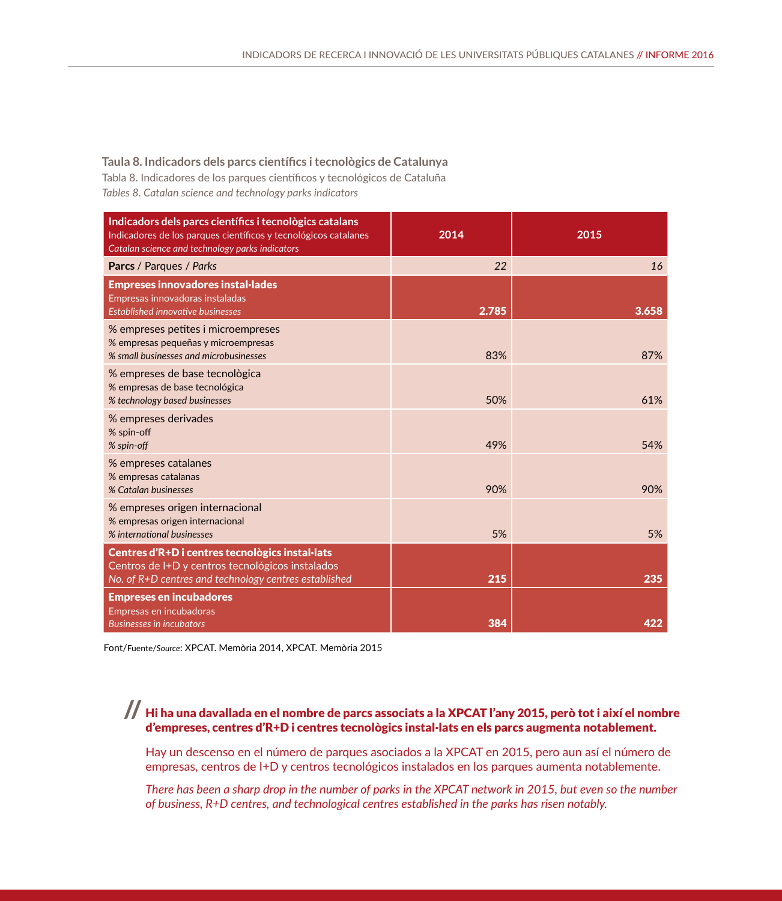**Taula 8. Indicadors dels parcs científics i tecnològics de Catalunya**
Tabla 8. Indicadores de los parques científicos y tecnológicos de Cataluña
*Tables 8. Catalan science and technology parks indicators*

| **Indicadors dels parcs científics i tecnològics catalans**<br>Indicadores de los parques científicos y tecnológicos catalanes<br>*Catalan science and technology parks indicators* | 2014 | 2015 |
|---|---|---|
| **Parcs** / Parques / *Parks* | *22* | *16* |
| **Empreses innovadores instal·lades**<br>Empresas innovadoras instaladas<br>*Established innovative businesses* | **2.785** | **3.658** |
| % empreses petites i microempreses<br>% empresas pequeñas y microempresas<br>*% small businesses and microbusinesses* | 83% | 87% |
| % empreses de base tecnològica<br>% empresas de base tecnológica<br>*% technology based businesses* | 50% | 61% |
| % empreses derivades<br>% spin-off<br>*% spin-off* | 49% | 54% |
| % empreses catalanes<br>% empresas catalanas<br>*% Catalan businesses* | 90% | 90% |
| % empreses origen internacional<br>% empresas origen internacional<br>*% international businesses* | 5% | 5% |
| **Centres d'R+D i centres tecnològics instal·lats**<br>Centros de I+D y centros tecnológicos instalados<br>*No. of R+D centres and technology centres established* | **215** | **235** |
| **Empreses en incubadores**<br>Empresas en incubadoras<br>*Businesses in incubators* | **384** | **422** |

Font/Fuente/*Source*: XPCAT. Memòria 2014, XPCAT. Memòria 2015

// **Hi ha una davallada en el nombre de parcs associats a la XPCAT l'any 2015, però tot i així el nombre d'empreses, centres d'R+D i centres tecnològics instal·lats en els parcs augmenta notablement.**

Hay un descenso en el número de parques asociados a la XPCAT en 2015, pero aun así el número de empresas, centros de I+D y centros tecnológicos instalados en los parques aumenta notablemente.

*There has been a sharp drop in the number of parks in the XPCAT network in 2015, but even so the number of business, R+D centres, and technological centres established in the parks has risen notably.*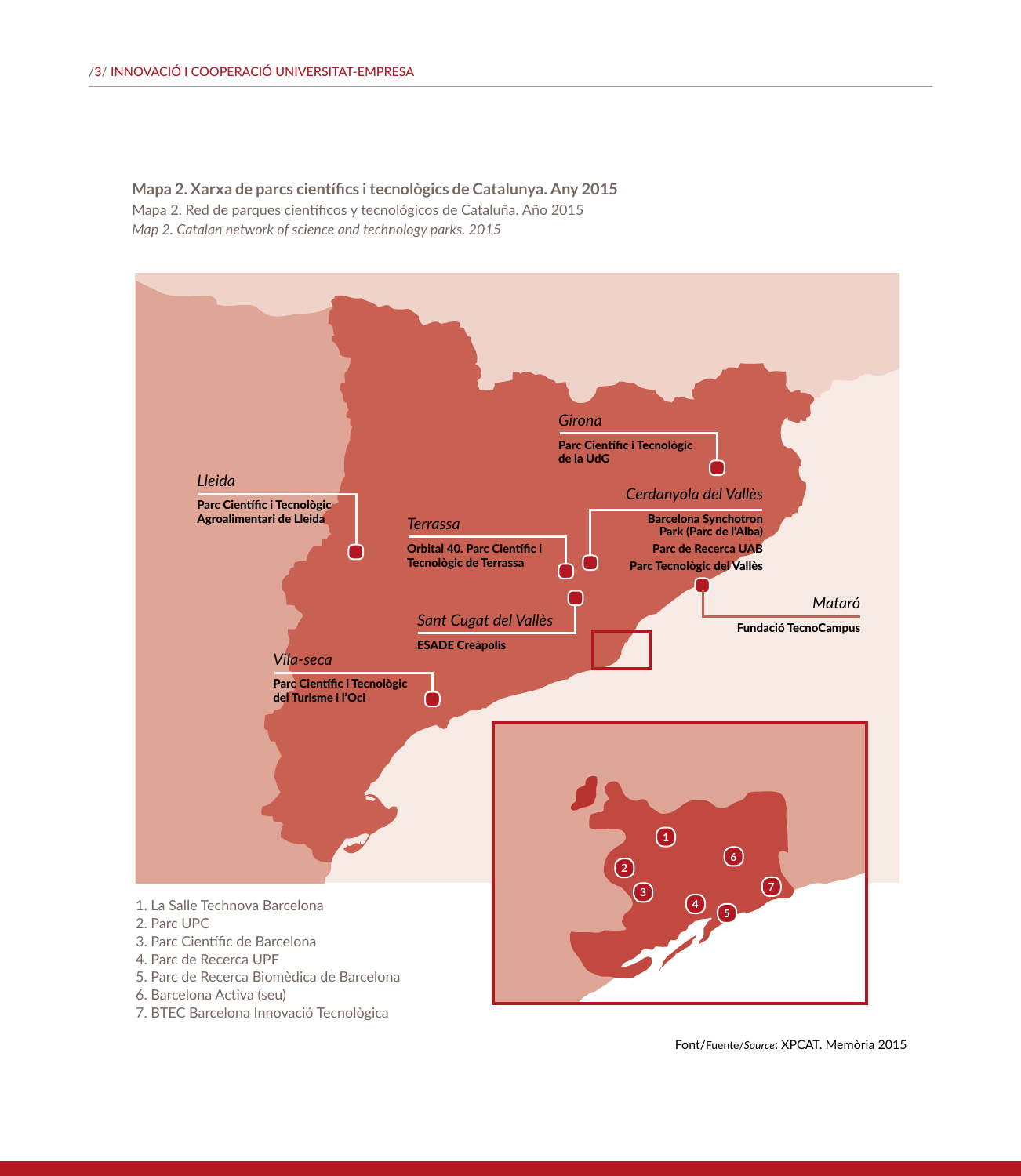**Mapa 2. Xarxa de parcs científics i tecnològics de Catalunya. Any 2015**

Mapa 2. Red de parques científicos y tecnológicos de Cataluña. Año 2015

*Map 2. Catalan network of science and technology parks. 2015*

*Girona*

**Parc Científic i Tecnològic de la UdG**

*Lleida*

**Parc Científic i Tecnològic Agroalimentari de Lleida**

*Cerdanyola del Vallès*

**Barcelona Synchotron Park (Parc de l'Alba)**

**Parc de Recerca UAB**

**Parc Tecnològic del Vallès**

*Terrassa*

**Orbital 40. Parc Científic i Tecnològic de Terrassa**

*Mataró*

**Fundació TecnoCampus**

*Sant Cugat del Vallès*

**ESADE Creàpolis**

*Vila-seca*

**Parc Científic i Tecnològic del Turisme i l'Oci**

1. La Salle Technova Barcelona
2. Parc UPC
3. Parc Científic de Barcelona
4. Parc de Recerca UPF
5. Parc de Recerca Biomèdica de Barcelona
6. Barcelona Activa (seu)
7. BTEC Barcelona Innovació Tecnològica

Font/Fuente/*Source*: XPCAT. Memòria 2015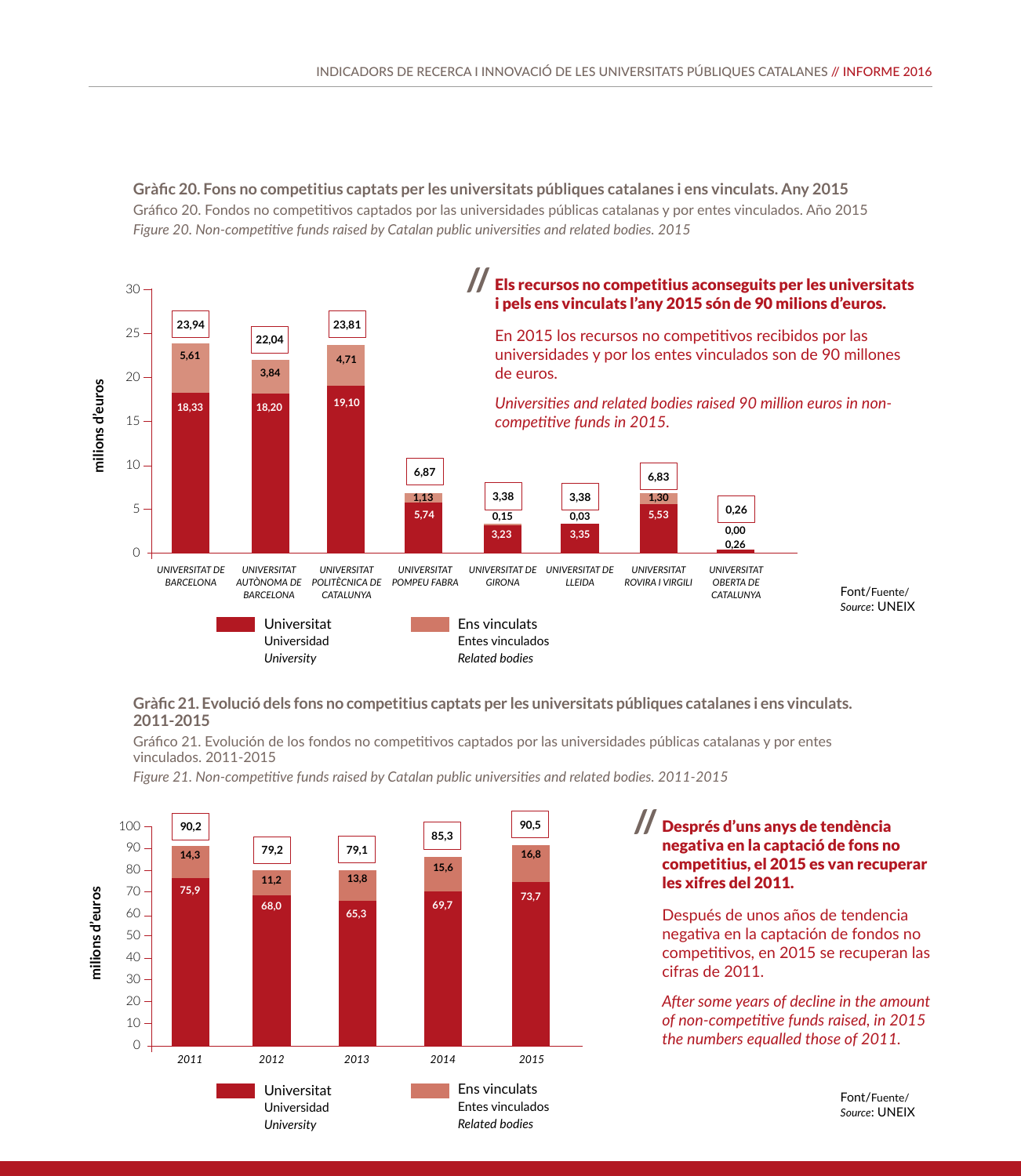**Gràfic 20. Fons no competitius captats per les universitats públiques catalanes i ens vinculats. Any 2015**

Gráfico 20. Fondos no competitivos captados por las universidades públicas catalanas y por entes vinculados. Año 2015

*Figure 20. Non-competitive funds raised by Catalan public universities and related bodies. 2015*

milions d'euros

30
25
20
15
10
5
0

23,94
5,61
18,33
UNIVERSITAT DE BARCELONA

22,04
3,84
18,20
UNIVERSITAT AUTÒNOMA DE BARCELONA

23,81
4,71
19,10
UNIVERSITAT POLITÈCNICA DE CATALUNYA

6,87
1,13
5,74
UNIVERSITAT POMPEU FABRA

3,38
0,15
3,23
UNIVERSITAT DE GIRONA

3,38
0,03
3,35
UNIVERSITAT DE LLEIDA

6,83
1,30
5,53
UNIVERSITAT ROVIRA I VIRGILI

0,26
0,00
0,26
UNIVERSITAT OBERTA DE CATALUNYA

Universitat / Universidad / *University*

Ens vinculats / Entes vinculados / *Related bodies*

Font/Fuente/*Source*: UNEIX

**Els recursos no competitius aconseguits per les universitats i pels ens vinculats l'any 2015 són de 90 milions d'euros.**

En 2015 los recursos no competitivos recibidos por las universidades y por los entes vinculados son de 90 millones de euros.

*Universities and related bodies raised 90 million euros in non-competitive funds in 2015.*

**Gràfic 21. Evolució dels fons no competitius captats per les universitats públiques catalanes i ens vinculats. 2011-2015**

Gráfico 21. Evolución de los fondos no competitivos captados por las universidades públicas catalanas y por entes vinculados. 2011-2015

*Figure 21. Non-competitive funds raised by Catalan public universities and related bodies. 2011-2015*

milions d'euros

100
90
80
70
60
50
40
30
20
10
0

2011: 90,2; 14,3; 75,9
2012: 79,2; 11,2; 68,0
2013: 79,1; 13,8; 65,3
2014: 85,3; 15,6; 69,7
2015: 90,5; 16,8; 73,7

Universitat / Universidad / *University*

Ens vinculats / Entes vinculados / *Related bodies*

Font/Fuente/*Source*: UNEIX

**Després d'uns anys de tendència negativa en la captació de fons no competitius, el 2015 es van recuperar les xifres del 2011.**

Después de unos años de tendencia negativa en la captación de fondos no competitivos, en 2015 se recuperan las cifras de 2011.

*After some years of decline in the amount of non-competitive funds raised, in 2015 the numbers equalled those of 2011.*